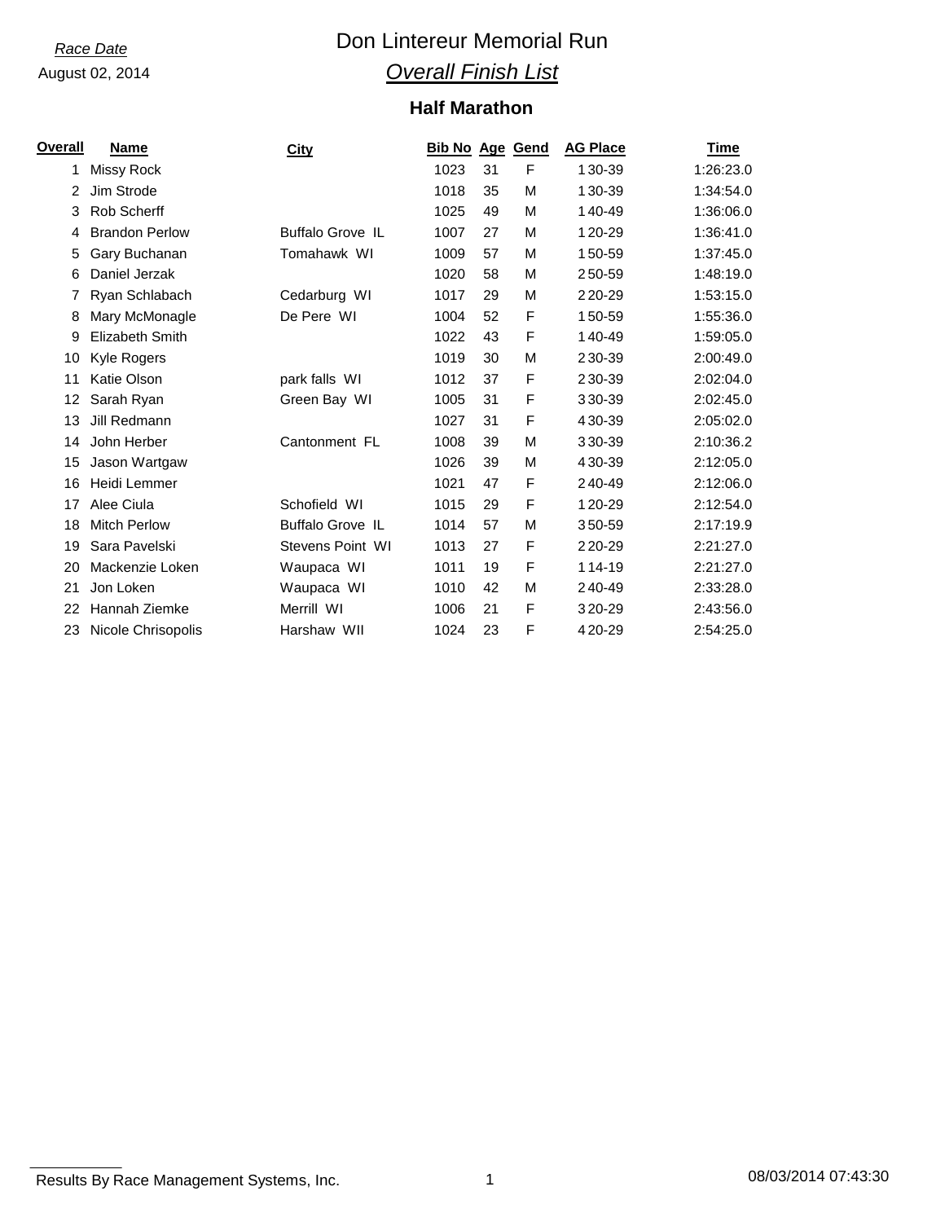*Race Date*

August 02, 2014

# Don Lintereur Memorial Run

## *Overall Finish List*

### Half Marathon

| Overall | Name | City | Bib No | Age | Gend | AG Place | Time |
|---|---|---|---|---|---|---|---|
| 1 | Missy Rock | | 1023 | 31 | F | 1 30-39 | 1:26:23.0 |
| 2 | Jim Strode | | 1018 | 35 | M | 1 30-39 | 1:34:54.0 |
| 3 | Rob Scherff | | 1025 | 49 | M | 1 40-49 | 1:36:06.0 |
| 4 | Brandon Perlow | Buffalo Grove IL | 1007 | 27 | M | 1 20-29 | 1:36:41.0 |
| 5 | Gary Buchanan | Tomahawk WI | 1009 | 57 | M | 1 50-59 | 1:37:45.0 |
| 6 | Daniel Jerzak | | 1020 | 58 | M | 2 50-59 | 1:48:19.0 |
| 7 | Ryan Schlabach | Cedarburg WI | 1017 | 29 | M | 2 20-29 | 1:53:15.0 |
| 8 | Mary McMonagle | De Pere WI | 1004 | 52 | F | 1 50-59 | 1:55:36.0 |
| 9 | Elizabeth Smith | | 1022 | 43 | F | 1 40-49 | 1:59:05.0 |
| 10 | Kyle Rogers | | 1019 | 30 | M | 2 30-39 | 2:00:49.0 |
| 11 | Katie Olson | park falls WI | 1012 | 37 | F | 2 30-39 | 2:02:04.0 |
| 12 | Sarah Ryan | Green Bay WI | 1005 | 31 | F | 3 30-39 | 2:02:45.0 |
| 13 | Jill Redmann | | 1027 | 31 | F | 4 30-39 | 2:05:02.0 |
| 14 | John Herber | Cantonment FL | 1008 | 39 | M | 3 30-39 | 2:10:36.2 |
| 15 | Jason Wartgaw | | 1026 | 39 | M | 4 30-39 | 2:12:05.0 |
| 16 | Heidi Lemmer | | 1021 | 47 | F | 2 40-49 | 2:12:06.0 |
| 17 | Alee Ciula | Schofield WI | 1015 | 29 | F | 1 20-29 | 2:12:54.0 |
| 18 | Mitch Perlow | Buffalo Grove IL | 1014 | 57 | M | 3 50-59 | 2:17:19.9 |
| 19 | Sara Pavelski | Stevens Point WI | 1013 | 27 | F | 2 20-29 | 2:21:27.0 |
| 20 | Mackenzie Loken | Waupaca WI | 1011 | 19 | F | 1 14-19 | 2:21:27.0 |
| 21 | Jon Loken | Waupaca WI | 1010 | 42 | M | 2 40-49 | 2:33:28.0 |
| 22 | Hannah Ziemke | Merrill WI | 1006 | 21 | F | 3 20-29 | 2:43:56.0 |
| 23 | Nicole Chrisopolis | Harshaw WII | 1024 | 23 | F | 4 20-29 | 2:54:25.0 |

Results By Race Management Systems, Inc. 08/03/2014 07:43:30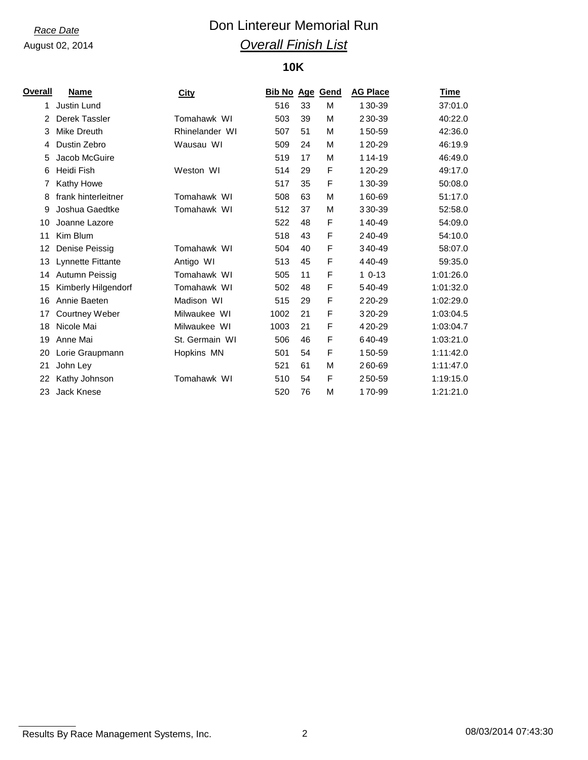*Race Date*

August 02, 2014

# Don Lintereur Memorial Run

## *Overall Finish List*

### 10K

| Overall | Name | City | Bib No | Age | Gend | AG Place | Time |
|---|---|---|---|---|---|---|---|
| 1 | Justin Lund | | 516 | 33 | M | 1 30-39 | 37:01.0 |
| 2 | Derek Tassler | Tomahawk WI | 503 | 39 | M | 2 30-39 | 40:22.0 |
| 3 | Mike Dreuth | Rhinelander WI | 507 | 51 | M | 1 50-59 | 42:36.0 |
| 4 | Dustin Zebro | Wausau WI | 509 | 24 | M | 1 20-29 | 46:19.9 |
| 5 | Jacob McGuire | | 519 | 17 | M | 1 14-19 | 46:49.0 |
| 6 | Heidi Fish | Weston WI | 514 | 29 | F | 1 20-29 | 49:17.0 |
| 7 | Kathy Howe | | 517 | 35 | F | 1 30-39 | 50:08.0 |
| 8 | frank hinterleitner | Tomahawk WI | 508 | 63 | M | 1 60-69 | 51:17.0 |
| 9 | Joshua Gaedtke | Tomahawk WI | 512 | 37 | M | 3 30-39 | 52:58.0 |
| 10 | Joanne Lazore | | 522 | 48 | F | 1 40-49 | 54:09.0 |
| 11 | Kim Blum | | 518 | 43 | F | 2 40-49 | 54:10.0 |
| 12 | Denise Peissig | Tomahawk WI | 504 | 40 | F | 3 40-49 | 58:07.0 |
| 13 | Lynnette Fittante | Antigo WI | 513 | 45 | F | 4 40-49 | 59:35.0 |
| 14 | Autumn Peissig | Tomahawk WI | 505 | 11 | F | 1 0-13 | 1:01:26.0 |
| 15 | Kimberly Hilgendorf | Tomahawk WI | 502 | 48 | F | 5 40-49 | 1:01:32.0 |
| 16 | Annie Baeten | Madison WI | 515 | 29 | F | 2 20-29 | 1:02:29.0 |
| 17 | Courtney Weber | Milwaukee WI | 1002 | 21 | F | 3 20-29 | 1:03:04.5 |
| 18 | Nicole Mai | Milwaukee WI | 1003 | 21 | F | 4 20-29 | 1:03:04.7 |
| 19 | Anne Mai | St. Germain WI | 506 | 46 | F | 6 40-49 | 1:03:21.0 |
| 20 | Lorie Graupmann | Hopkins MN | 501 | 54 | F | 1 50-59 | 1:11:42.0 |
| 21 | John Ley | | 521 | 61 | M | 2 60-69 | 1:11:47.0 |
| 22 | Kathy Johnson | Tomahawk WI | 510 | 54 | F | 2 50-59 | 1:19:15.0 |
| 23 | Jack Knese | | 520 | 76 | M | 1 70-99 | 1:21:21.0 |

Results By Race Management Systems, Inc. 08/03/2014 07:43:30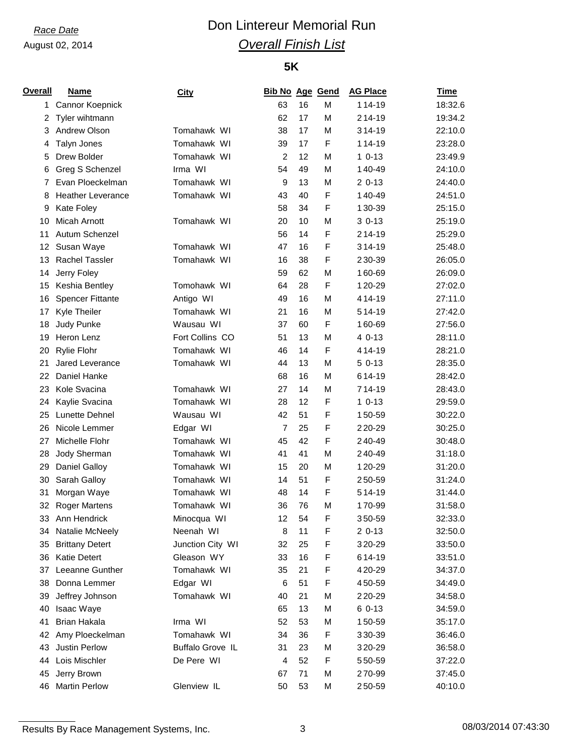*Race Date*

August 02, 2014

# Don Lintereur Memorial Run

## *Overall Finish List*

### 5K

| Overall | Name | City | Bib No | Age | Gend | AG Place | Time |
|---|---|---|---|---|---|---|---|
| 1 | Cannor Koepnick | | 63 | 16 | M | 1 14-19 | 18:32.6 |
| 2 | Tyler wihtmann | | 62 | 17 | M | 2 14-19 | 19:34.2 |
| 3 | Andrew Olson | Tomahawk WI | 38 | 17 | M | 3 14-19 | 22:10.0 |
| 4 | Talyn Jones | Tomahawk WI | 39 | 17 | F | 1 14-19 | 23:28.0 |
| 5 | Drew Bolder | Tomahawk WI | 2 | 12 | M | 1 0-13 | 23:49.9 |
| 6 | Greg S Schenzel | Irma WI | 54 | 49 | M | 1 40-49 | 24:10.0 |
| 7 | Evan Ploeckelman | Tomahawk WI | 9 | 13 | M | 2 0-13 | 24:40.0 |
| 8 | Heather Leverance | Tomahawk WI | 43 | 40 | F | 1 40-49 | 24:51.0 |
| 9 | Kate Foley | | 58 | 34 | F | 1 30-39 | 25:15.0 |
| 10 | Micah Arnott | Tomahawk WI | 20 | 10 | M | 3 0-13 | 25:19.0 |
| 11 | Autum Schenzel | | 56 | 14 | F | 2 14-19 | 25:29.0 |
| 12 | Susan Waye | Tomahawk WI | 47 | 16 | F | 3 14-19 | 25:48.0 |
| 13 | Rachel Tassler | Tomahawk WI | 16 | 38 | F | 2 30-39 | 26:05.0 |
| 14 | Jerry Foley | | 59 | 62 | M | 1 60-69 | 26:09.0 |
| 15 | Keshia Bentley | Tomohawk WI | 64 | 28 | F | 1 20-29 | 27:02.0 |
| 16 | Spencer Fittante | Antigo WI | 49 | 16 | M | 4 14-19 | 27:11.0 |
| 17 | Kyle Theiler | Tomahawk WI | 21 | 16 | M | 5 14-19 | 27:42.0 |
| 18 | Judy Punke | Wausau WI | 37 | 60 | F | 1 60-69 | 27:56.0 |
| 19 | Heron Lenz | Fort Collins CO | 51 | 13 | M | 4 0-13 | 28:11.0 |
| 20 | Rylie Flohr | Tomahawk WI | 46 | 14 | F | 4 14-19 | 28:21.0 |
| 21 | Jared Leverance | Tomahawk WI | 44 | 13 | M | 5 0-13 | 28:35.0 |
| 22 | Daniel Hanke | | 68 | 16 | M | 6 14-19 | 28:42.0 |
| 23 | Kole Svacina | Tomahawk WI | 27 | 14 | M | 7 14-19 | 28:43.0 |
| 24 | Kaylie Svacina | Tomahawk WI | 28 | 12 | F | 1 0-13 | 29:59.0 |
| 25 | Lunette Dehnel | Wausau WI | 42 | 51 | F | 1 50-59 | 30:22.0 |
| 26 | Nicole Lemmer | Edgar WI | 7 | 25 | F | 2 20-29 | 30:25.0 |
| 27 | Michelle Flohr | Tomahawk WI | 45 | 42 | F | 2 40-49 | 30:48.0 |
| 28 | Jody Sherman | Tomahawk WI | 41 | 41 | M | 2 40-49 | 31:18.0 |
| 29 | Daniel Galloy | Tomahawk WI | 15 | 20 | M | 1 20-29 | 31:20.0 |
| 30 | Sarah Galloy | Tomahawk WI | 14 | 51 | F | 2 50-59 | 31:24.0 |
| 31 | Morgan Waye | Tomahawk WI | 48 | 14 | F | 5 14-19 | 31:44.0 |
| 32 | Roger Martens | Tomahawk WI | 36 | 76 | M | 1 70-99 | 31:58.0 |
| 33 | Ann Hendrick | Minocqua WI | 12 | 54 | F | 3 50-59 | 32:33.0 |
| 34 | Natalie McNeely | Neenah WI | 8 | 11 | F | 2 0-13 | 32:50.0 |
| 35 | Brittany Detert | Junction City WI | 32 | 25 | F | 3 20-29 | 33:50.0 |
| 36 | Katie Detert | Gleason WY | 33 | 16 | F | 6 14-19 | 33:51.0 |
| 37 | Leeanne Gunther | Tomahawk WI | 35 | 21 | F | 4 20-29 | 34:37.0 |
| 38 | Donna Lemmer | Edgar WI | 6 | 51 | F | 4 50-59 | 34:49.0 |
| 39 | Jeffrey Johnson | Tomahawk WI | 40 | 21 | M | 2 20-29 | 34:58.0 |
| 40 | Isaac Waye | | 65 | 13 | M | 6 0-13 | 34:59.0 |
| 41 | Brian Hakala | Irma WI | 52 | 53 | M | 1 50-59 | 35:17.0 |
| 42 | Amy Ploeckelman | Tomahawk WI | 34 | 36 | F | 3 30-39 | 36:46.0 |
| 43 | Justin Perlow | Buffalo Grove IL | 31 | 23 | M | 3 20-29 | 36:58.0 |
| 44 | Lois Mischler | De Pere WI | 4 | 52 | F | 5 50-59 | 37:22.0 |
| 45 | Jerry Brown | | 67 | 71 | M | 2 70-99 | 37:45.0 |
| 46 | Martin Perlow | Glenview IL | 50 | 53 | M | 2 50-59 | 40:10.0 |

Results By Race Management Systems, Inc. 08/03/2014 07:43:30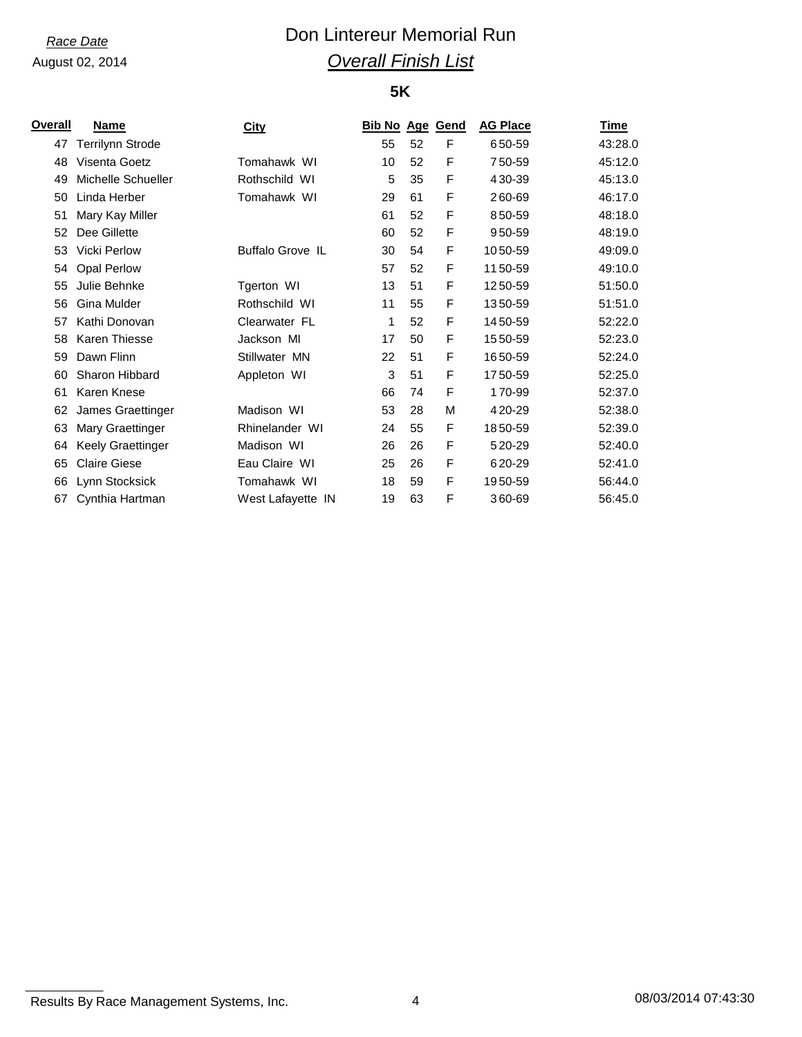*Race Date*

August 02, 2014

# Don Lintereur Memorial Run

## *Overall Finish List*

### 5K

| Overall | Name | City | Bib No | Age | Gend | AG Place | Time |
|---|---|---|---|---|---|---|---|
| 47 | Terrilynn Strode | | 55 | 52 | F | 6 50-59 | 43:28.0 |
| 48 | Visenta Goetz | Tomahawk WI | 10 | 52 | F | 7 50-59 | 45:12.0 |
| 49 | Michelle Schueller | Rothschild WI | 5 | 35 | F | 4 30-39 | 45:13.0 |
| 50 | Linda Herber | Tomahawk WI | 29 | 61 | F | 2 60-69 | 46:17.0 |
| 51 | Mary Kay Miller | | 61 | 52 | F | 8 50-59 | 48:18.0 |
| 52 | Dee Gillette | | 60 | 52 | F | 9 50-59 | 48:19.0 |
| 53 | Vicki Perlow | Buffalo Grove IL | 30 | 54 | F | 10 50-59 | 49:09.0 |
| 54 | Opal Perlow | | 57 | 52 | F | 11 50-59 | 49:10.0 |
| 55 | Julie Behnke | Tgerton WI | 13 | 51 | F | 12 50-59 | 51:50.0 |
| 56 | Gina Mulder | Rothschild WI | 11 | 55 | F | 13 50-59 | 51:51.0 |
| 57 | Kathi Donovan | Clearwater FL | 1 | 52 | F | 14 50-59 | 52:22.0 |
| 58 | Karen Thiesse | Jackson MI | 17 | 50 | F | 15 50-59 | 52:23.0 |
| 59 | Dawn Flinn | Stillwater MN | 22 | 51 | F | 16 50-59 | 52:24.0 |
| 60 | Sharon Hibbard | Appleton WI | 3 | 51 | F | 17 50-59 | 52:25.0 |
| 61 | Karen Knese | | 66 | 74 | F | 1 70-99 | 52:37.0 |
| 62 | James Graettinger | Madison WI | 53 | 28 | M | 4 20-29 | 52:38.0 |
| 63 | Mary Graettinger | Rhinelander WI | 24 | 55 | F | 18 50-59 | 52:39.0 |
| 64 | Keely Graettinger | Madison WI | 26 | 26 | F | 5 20-29 | 52:40.0 |
| 65 | Claire Giese | Eau Claire WI | 25 | 26 | F | 6 20-29 | 52:41.0 |
| 66 | Lynn Stocksick | Tomahawk WI | 18 | 59 | F | 19 50-59 | 56:44.0 |
| 67 | Cynthia Hartman | West Lafayette IN | 19 | 63 | F | 3 60-69 | 56:45.0 |

Results By Race Management Systems, Inc.    08/03/2014 07:43:30